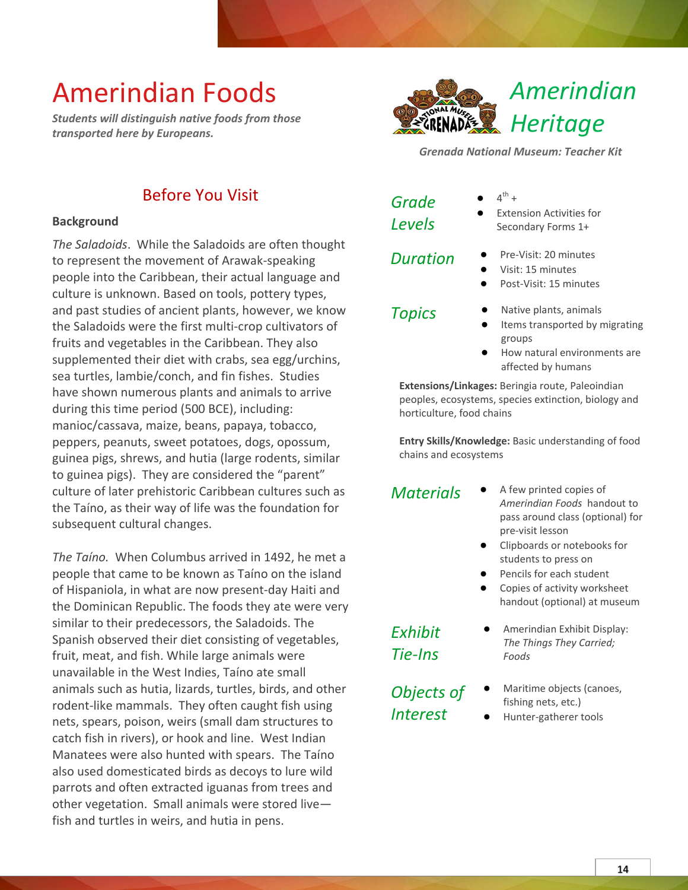# Amerindian Foods

***Students will distinguish native foods from those transported here by Europeans.***

# *Amerindian Heritage*

***Grenada National Museum: Teacher Kit***

## Before You Visit

**Background**

*The Saladoids*. While the Saladoids are often thought to represent the movement of Arawak-speaking people into the Caribbean, their actual language and culture is unknown. Based on tools, pottery types, and past studies of ancient plants, however, we know the Saladoids were the first multi-crop cultivators of fruits and vegetables in the Caribbean. They also supplemented their diet with crabs, sea egg/urchins, sea turtles, lambie/conch, and fin fishes. Studies have shown numerous plants and animals to arrive during this time period (500 BCE), including: manioc/cassava, maize, beans, papaya, tobacco, peppers, peanuts, sweet potatoes, dogs, opossum, guinea pigs, shrews, and hutia (large rodents, similar to guinea pigs). They are considered the "parent" culture of later prehistoric Caribbean cultures such as the Taíno, as their way of life was the foundation for subsequent cultural changes.

*The Taíno.* When Columbus arrived in 1492, he met a people that came to be known as Taíno on the island of Hispaniola, in what are now present-day Haiti and the Dominican Republic. The foods they ate were very similar to their predecessors, the Saladoids. The Spanish observed their diet consisting of vegetables, fruit, meat, and fish. While large animals were unavailable in the West Indies, Taíno ate small animals such as hutia, lizards, turtles, birds, and other rodent-like mammals. They often caught fish using nets, spears, poison, weirs (small dam structures to catch fish in rivers), or hook and line. West Indian Manatees were also hunted with spears. The Taíno also used domesticated birds as decoys to lure wild parrots and often extracted iguanas from trees and other vegetation. Small animals were stored live—fish and turtles in weirs, and hutia in pens.

### *Grade Levels*

- 4th +
- Extension Activities for Secondary Forms 1+

### *Duration*

- Pre-Visit: 20 minutes
- Visit: 15 minutes
- Post-Visit: 15 minutes

### *Topics*

- Native plants, animals
- Items transported by migrating groups
- How natural environments are affected by humans

**Extensions/Linkages:** Beringia route, Paleoindian peoples, ecosystems, species extinction, biology and horticulture, food chains

**Entry Skills/Knowledge:** Basic understanding of food chains and ecosystems

### *Materials*

- A few printed copies of *Amerindian Foods* handout to pass around class (optional) for pre-visit lesson
- Clipboards or notebooks for students to press on
- Pencils for each student
- Copies of activity worksheet handout (optional) at museum

### *Exhibit Tie-Ins*

- Amerindian Exhibit Display: *The Things They Carried; Foods*

### *Objects of Interest*

- Maritime objects (canoes, fishing nets, etc.)
- Hunter-gatherer tools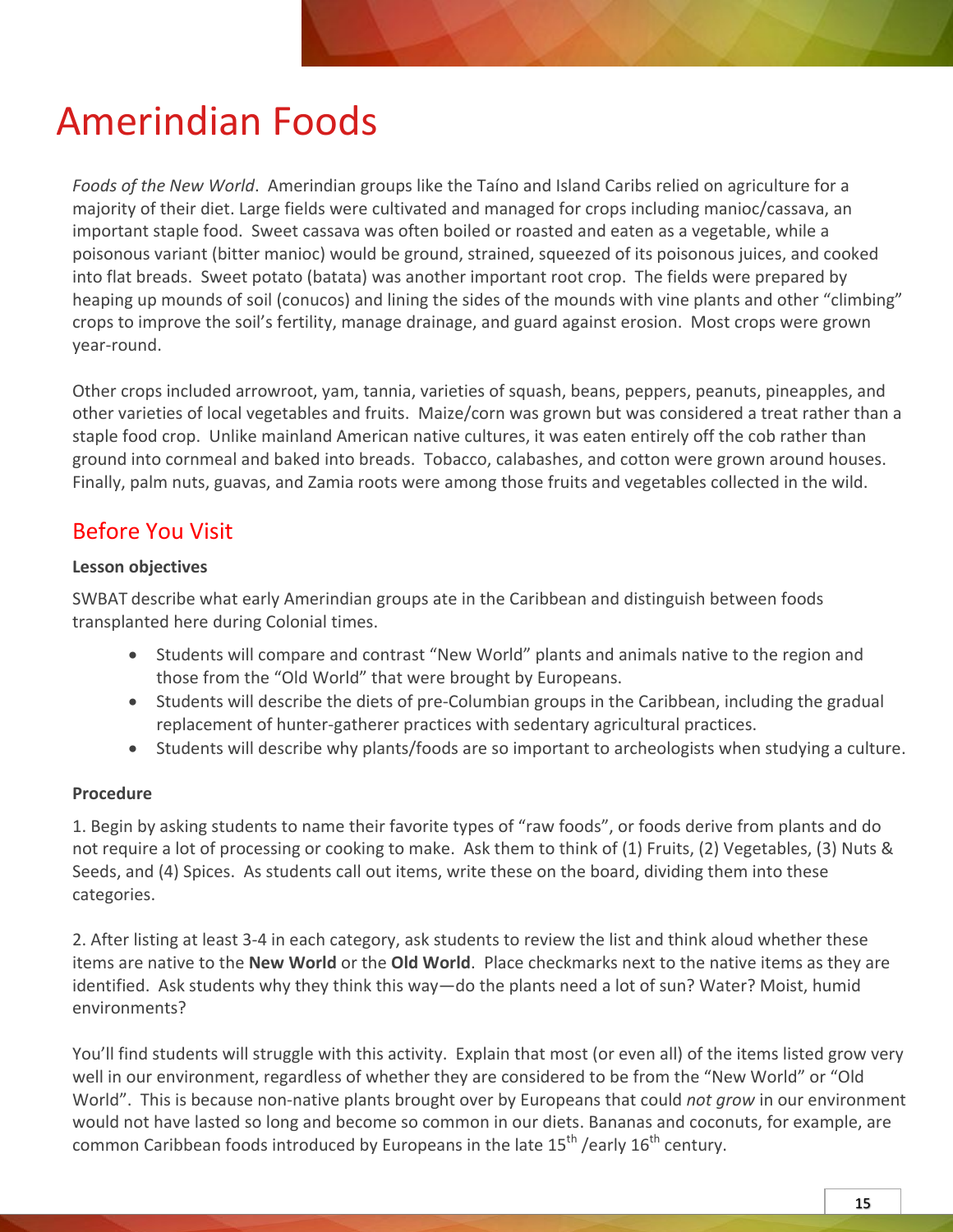# Amerindian Foods

*Foods of the New World*. Amerindian groups like the Taíno and Island Caribs relied on agriculture for a majority of their diet. Large fields were cultivated and managed for crops including manioc/cassava, an important staple food. Sweet cassava was often boiled or roasted and eaten as a vegetable, while a poisonous variant (bitter manioc) would be ground, strained, squeezed of its poisonous juices, and cooked into flat breads. Sweet potato (batata) was another important root crop. The fields were prepared by heaping up mounds of soil (conucos) and lining the sides of the mounds with vine plants and other "climbing" crops to improve the soil's fertility, manage drainage, and guard against erosion. Most crops were grown year-round.

Other crops included arrowroot, yam, tannia, varieties of squash, beans, peppers, peanuts, pineapples, and other varieties of local vegetables and fruits. Maize/corn was grown but was considered a treat rather than a staple food crop. Unlike mainland American native cultures, it was eaten entirely off the cob rather than ground into cornmeal and baked into breads. Tobacco, calabashes, and cotton were grown around houses. Finally, palm nuts, guavas, and Zamia roots were among those fruits and vegetables collected in the wild.

## Before You Visit

**Lesson objectives**

SWBAT describe what early Amerindian groups ate in the Caribbean and distinguish between foods transplanted here during Colonial times.

- Students will compare and contrast "New World" plants and animals native to the region and those from the "Old World" that were brought by Europeans.
- Students will describe the diets of pre-Columbian groups in the Caribbean, including the gradual replacement of hunter-gatherer practices with sedentary agricultural practices.
- Students will describe why plants/foods are so important to archeologists when studying a culture.

**Procedure**

1. Begin by asking students to name their favorite types of "raw foods", or foods derive from plants and do not require a lot of processing or cooking to make. Ask them to think of (1) Fruits, (2) Vegetables, (3) Nuts & Seeds, and (4) Spices. As students call out items, write these on the board, dividing them into these categories.

2. After listing at least 3-4 in each category, ask students to review the list and think aloud whether these items are native to the **New World** or the **Old World**. Place checkmarks next to the native items as they are identified. Ask students why they think this way—do the plants need a lot of sun? Water? Moist, humid environments?

You'll find students will struggle with this activity. Explain that most (or even all) of the items listed grow very well in our environment, regardless of whether they are considered to be from the "New World" or "Old World". This is because non-native plants brought over by Europeans that could *not grow* in our environment would not have lasted so long and become so common in our diets. Bananas and coconuts, for example, are common Caribbean foods introduced by Europeans in the late 15th /early 16th century.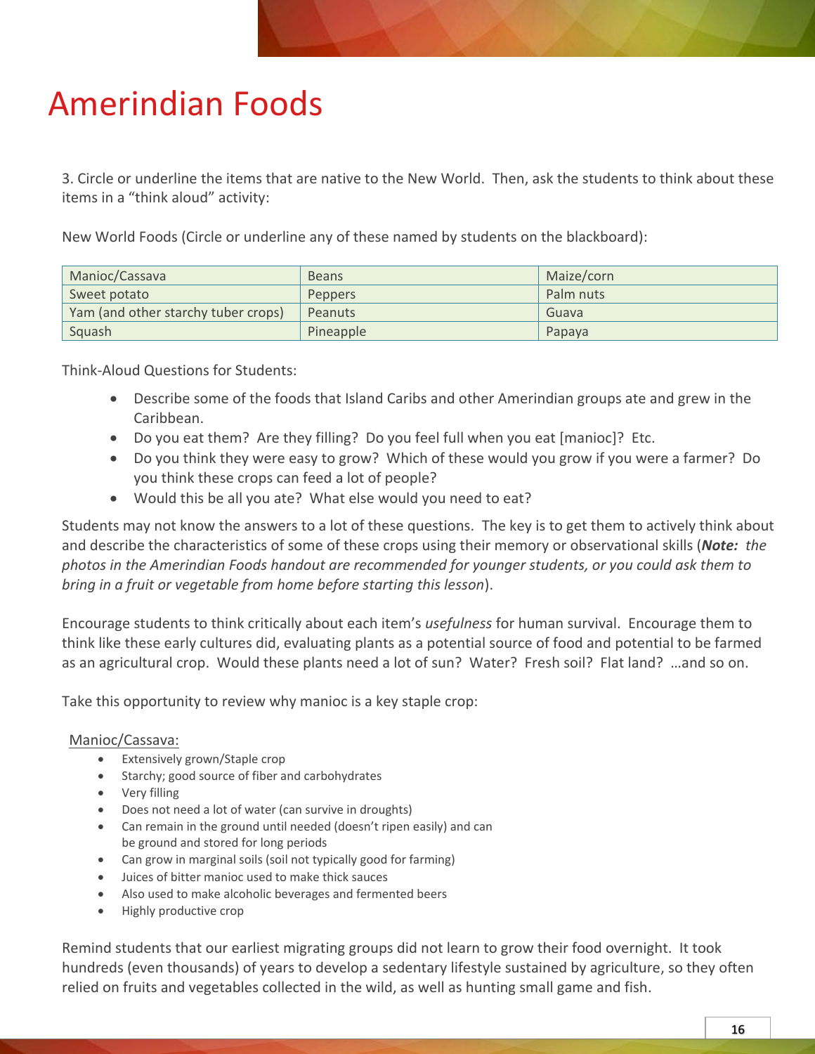# Amerindian Foods

3. Circle or underline the items that are native to the New World. Then, ask the students to think about these items in a "think aloud" activity:

New World Foods (Circle or underline any of these named by students on the blackboard):

| Manioc/Cassava | Beans | Maize/corn |
|---|---|---|
| Sweet potato | Peppers | Palm nuts |
| Yam (and other starchy tuber crops) | Peanuts | Guava |
| Squash | Pineapple | Papaya |

Think-Aloud Questions for Students:

- Describe some of the foods that Island Caribs and other Amerindian groups ate and grew in the Caribbean.
- Do you eat them? Are they filling? Do you feel full when you eat [manioc]? Etc.
- Do you think they were easy to grow? Which of these would you grow if you were a farmer? Do you think these crops can feed a lot of people?
- Would this be all you ate? What else would you need to eat?

Students may not know the answers to a lot of these questions. The key is to get them to actively think about and describe the characteristics of some of these crops using their memory or observational skills (***Note:*** *the photos in the Amerindian Foods handout are recommended for younger students, or you could ask them to bring in a fruit or vegetable from home before starting this lesson*).

Encourage students to think critically about each item's *usefulness* for human survival. Encourage them to think like these early cultures did, evaluating plants as a potential source of food and potential to be farmed as an agricultural crop. Would these plants need a lot of sun? Water? Fresh soil? Flat land? …and so on.

Take this opportunity to review why manioc is a key staple crop:

<u>Manioc/Cassava:</u>

- Extensively grown/Staple crop
- Starchy; good source of fiber and carbohydrates
- Very filling
- Does not need a lot of water (can survive in droughts)
- Can remain in the ground until needed (doesn't ripen easily) and can be ground and stored for long periods
- Can grow in marginal soils (soil not typically good for farming)
- Juices of bitter manioc used to make thick sauces
- Also used to make alcoholic beverages and fermented beers
- Highly productive crop

Remind students that our earliest migrating groups did not learn to grow their food overnight. It took hundreds (even thousands) of years to develop a sedentary lifestyle sustained by agriculture, so they often relied on fruits and vegetables collected in the wild, as well as hunting small game and fish.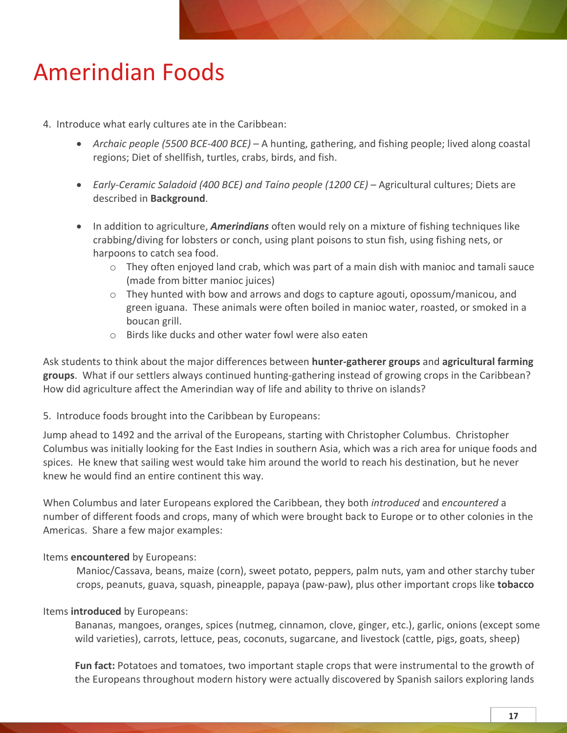# Amerindian Foods

4. Introduce what early cultures ate in the Caribbean:

- *Archaic people (5500 BCE-400 BCE)* – A hunting, gathering, and fishing people; lived along coastal regions; Diet of shellfish, turtles, crabs, birds, and fish.

- *Early-Ceramic Saladoid (400 BCE) and Taíno people (1200 CE)* – Agricultural cultures; Diets are described in **Background**.

- In addition to agriculture, ***Amerindians*** often would rely on a mixture of fishing techniques like crabbing/diving for lobsters or conch, using plant poisons to stun fish, using fishing nets, or harpoons to catch sea food.
  - They often enjoyed land crab, which was part of a main dish with manioc and tamali sauce (made from bitter manioc juices)
  - They hunted with bow and arrows and dogs to capture agouti, opossum/manicou, and green iguana. These animals were often boiled in manioc water, roasted, or smoked in a boucan grill.
  - Birds like ducks and other water fowl were also eaten

Ask students to think about the major differences between **hunter-gatherer groups** and **agricultural farming groups**. What if our settlers always continued hunting-gathering instead of growing crops in the Caribbean? How did agriculture affect the Amerindian way of life and ability to thrive on islands?

5. Introduce foods brought into the Caribbean by Europeans:

Jump ahead to 1492 and the arrival of the Europeans, starting with Christopher Columbus. Christopher Columbus was initially looking for the East Indies in southern Asia, which was a rich area for unique foods and spices. He knew that sailing west would take him around the world to reach his destination, but he never knew he would find an entire continent this way.

When Columbus and later Europeans explored the Caribbean, they both *introduced* and *encountered* a number of different foods and crops, many of which were brought back to Europe or to other colonies in the Americas. Share a few major examples:

Items **encountered** by Europeans:

Manioc/Cassava, beans, maize (corn), sweet potato, peppers, palm nuts, yam and other starchy tuber crops, peanuts, guava, squash, pineapple, papaya (paw-paw), plus other important crops like **tobacco**

Items **introduced** by Europeans:

Bananas, mangoes, oranges, spices (nutmeg, cinnamon, clove, ginger, etc.), garlic, onions (except some wild varieties), carrots, lettuce, peas, coconuts, sugarcane, and livestock (cattle, pigs, goats, sheep)

**Fun fact:** Potatoes and tomatoes, two important staple crops that were instrumental to the growth of the Europeans throughout modern history were actually discovered by Spanish sailors exploring lands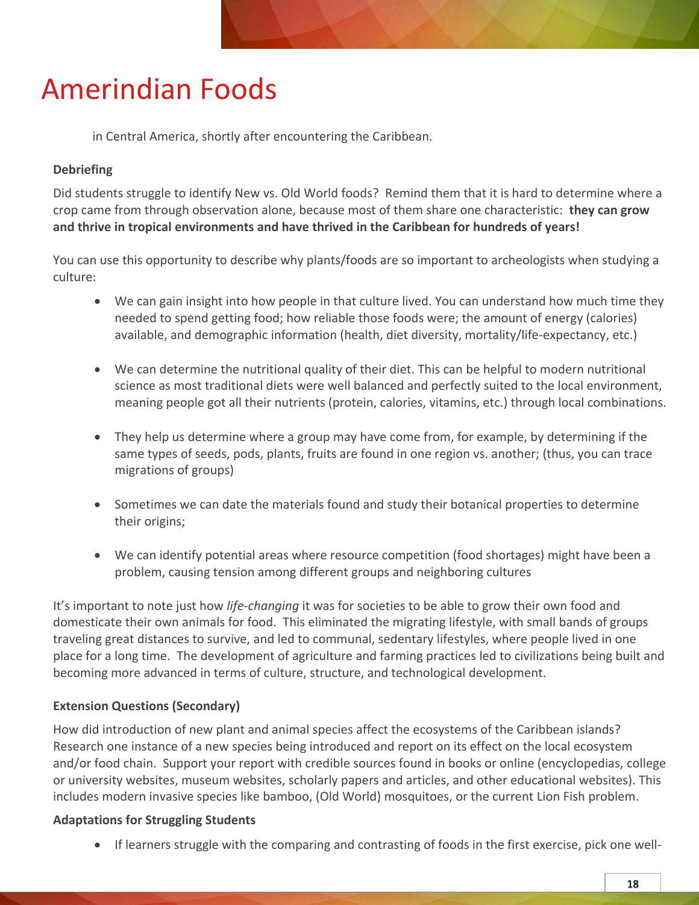# Amerindian Foods

in Central America, shortly after encountering the Caribbean.

**Debriefing**

Did students struggle to identify New vs. Old World foods? Remind them that it is hard to determine where a crop came from through observation alone, because most of them share one characteristic: **they can grow and thrive in tropical environments and have thrived in the Caribbean for hundreds of years!**

You can use this opportunity to describe why plants/foods are so important to archeologists when studying a culture:

- We can gain insight into how people in that culture lived. You can understand how much time they needed to spend getting food; how reliable those foods were; the amount of energy (calories) available, and demographic information (health, diet diversity, mortality/life-expectancy, etc.)

- We can determine the nutritional quality of their diet. This can be helpful to modern nutritional science as most traditional diets were well balanced and perfectly suited to the local environment, meaning people got all their nutrients (protein, calories, vitamins, etc.) through local combinations.

- They help us determine where a group may have come from, for example, by determining if the same types of seeds, pods, plants, fruits are found in one region vs. another; (thus, you can trace migrations of groups)

- Sometimes we can date the materials found and study their botanical properties to determine their origins;

- We can identify potential areas where resource competition (food shortages) might have been a problem, causing tension among different groups and neighboring cultures

It's important to note just how *life-changing* it was for societies to be able to grow their own food and domesticate their own animals for food. This eliminated the migrating lifestyle, with small bands of groups traveling great distances to survive, and led to communal, sedentary lifestyles, where people lived in one place for a long time. The development of agriculture and farming practices led to civilizations being built and becoming more advanced in terms of culture, structure, and technological development.

**Extension Questions (Secondary)**

How did introduction of new plant and animal species affect the ecosystems of the Caribbean islands? Research one instance of a new species being introduced and report on its effect on the local ecosystem and/or food chain. Support your report with credible sources found in books or online (encyclopedias, college or university websites, museum websites, scholarly papers and articles, and other educational websites). This includes modern invasive species like bamboo, (Old World) mosquitoes, or the current Lion Fish problem.

**Adaptations for Struggling Students**

- If learners struggle with the comparing and contrasting of foods in the first exercise, pick one well-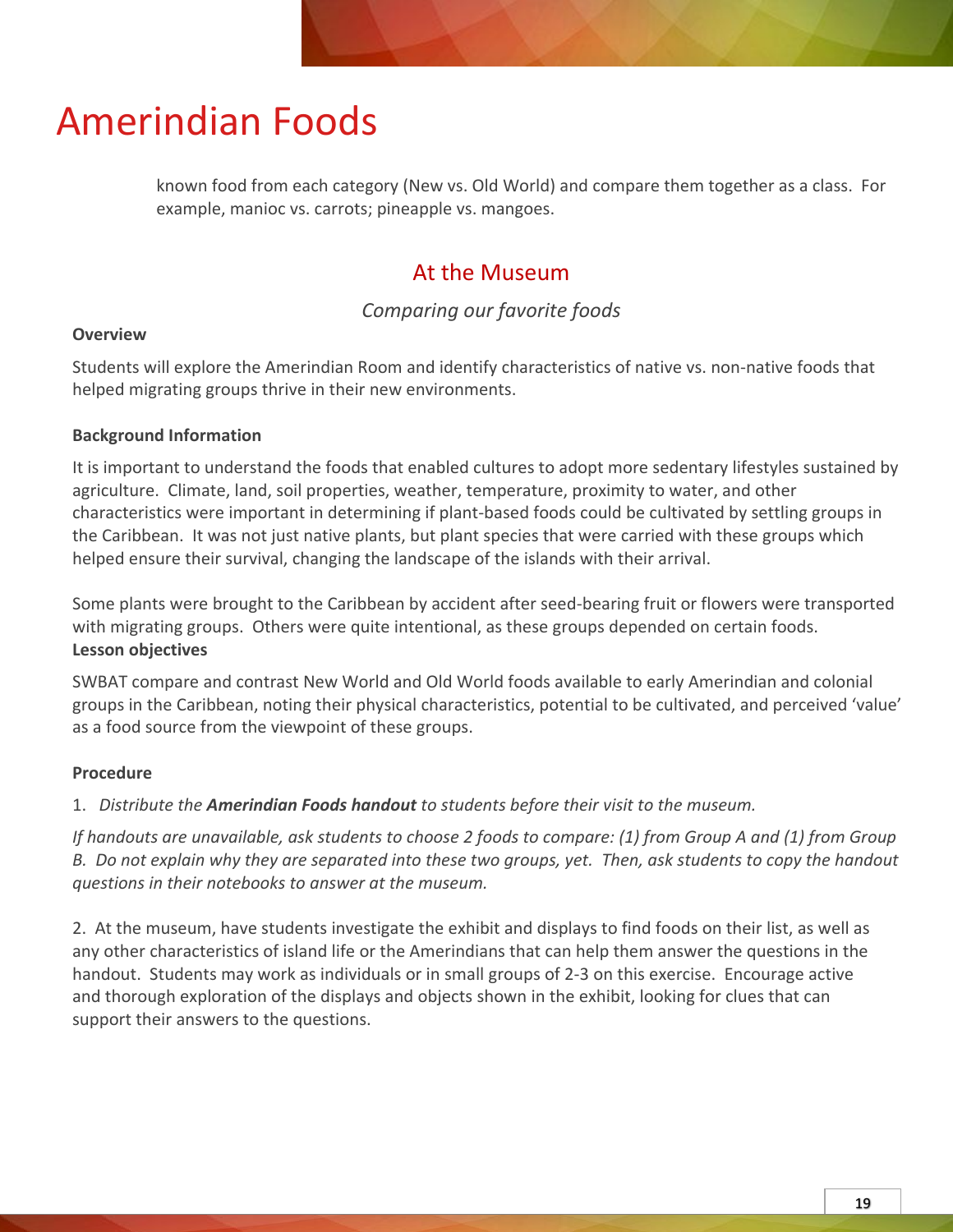# Amerindian Foods

known food from each category (New vs. Old World) and compare them together as a class. For example, manioc vs. carrots; pineapple vs. mangoes.

## At the Museum

*Comparing our favorite foods*

**Overview**

Students will explore the Amerindian Room and identify characteristics of native vs. non-native foods that helped migrating groups thrive in their new environments.

**Background Information**

It is important to understand the foods that enabled cultures to adopt more sedentary lifestyles sustained by agriculture. Climate, land, soil properties, weather, temperature, proximity to water, and other characteristics were important in determining if plant-based foods could be cultivated by settling groups in the Caribbean. It was not just native plants, but plant species that were carried with these groups which helped ensure their survival, changing the landscape of the islands with their arrival.

Some plants were brought to the Caribbean by accident after seed-bearing fruit or flowers were transported with migrating groups. Others were quite intentional, as these groups depended on certain foods.

**Lesson objectives**

SWBAT compare and contrast New World and Old World foods available to early Amerindian and colonial groups in the Caribbean, noting their physical characteristics, potential to be cultivated, and perceived 'value' as a food source from the viewpoint of these groups.

**Procedure**

1. *Distribute the **Amerindian Foods handout** to students before their visit to the museum.*

*If handouts are unavailable, ask students to choose 2 foods to compare: (1) from Group A and (1) from Group B. Do not explain why they are separated into these two groups, yet. Then, ask students to copy the handout questions in their notebooks to answer at the museum.*

2. At the museum, have students investigate the exhibit and displays to find foods on their list, as well as any other characteristics of island life or the Amerindians that can help them answer the questions in the handout. Students may work as individuals or in small groups of 2-3 on this exercise. Encourage active and thorough exploration of the displays and objects shown in the exhibit, looking for clues that can support their answers to the questions.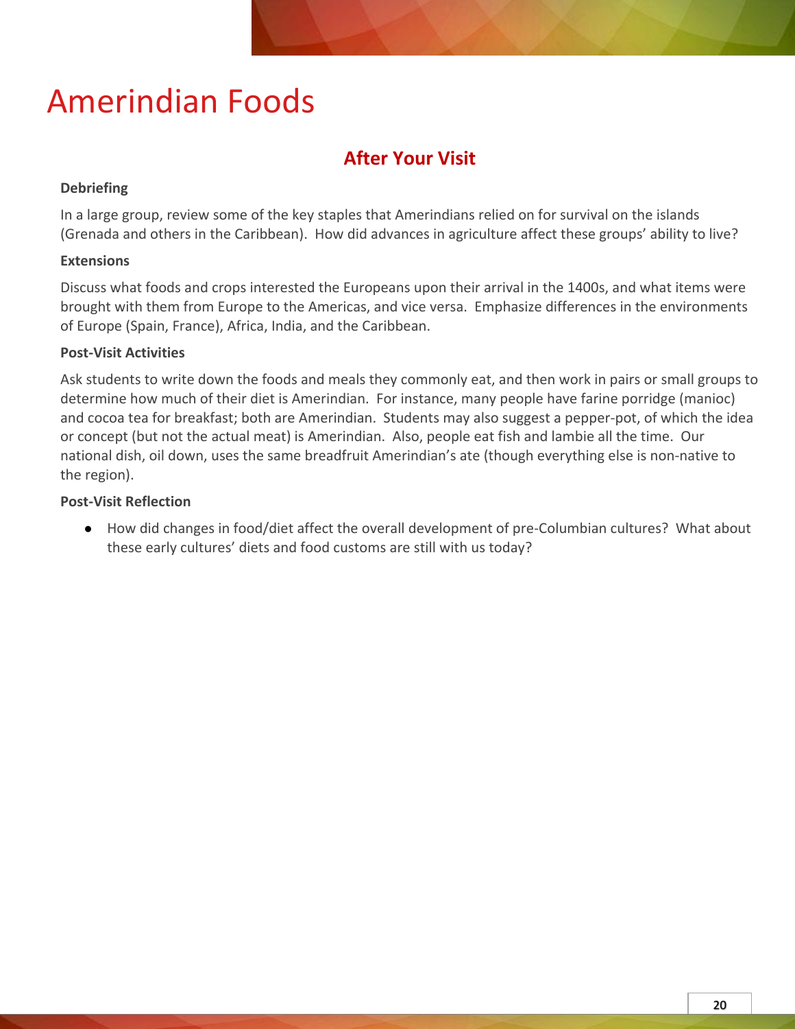# Amerindian Foods

## After Your Visit

**Debriefing**

In a large group, review some of the key staples that Amerindians relied on for survival on the islands (Grenada and others in the Caribbean). How did advances in agriculture affect these groups' ability to live?

**Extensions**

Discuss what foods and crops interested the Europeans upon their arrival in the 1400s, and what items were brought with them from Europe to the Americas, and vice versa. Emphasize differences in the environments of Europe (Spain, France), Africa, India, and the Caribbean.

**Post-Visit Activities**

Ask students to write down the foods and meals they commonly eat, and then work in pairs or small groups to determine how much of their diet is Amerindian. For instance, many people have farine porridge (manioc) and cocoa tea for breakfast; both are Amerindian. Students may also suggest a pepper-pot, of which the idea or concept (but not the actual meat) is Amerindian. Also, people eat fish and lambie all the time. Our national dish, oil down, uses the same breadfruit Amerindian's ate (though everything else is non-native to the region).

**Post-Visit Reflection**

- How did changes in food/diet affect the overall development of pre-Columbian cultures? What about these early cultures' diets and food customs are still with us today?